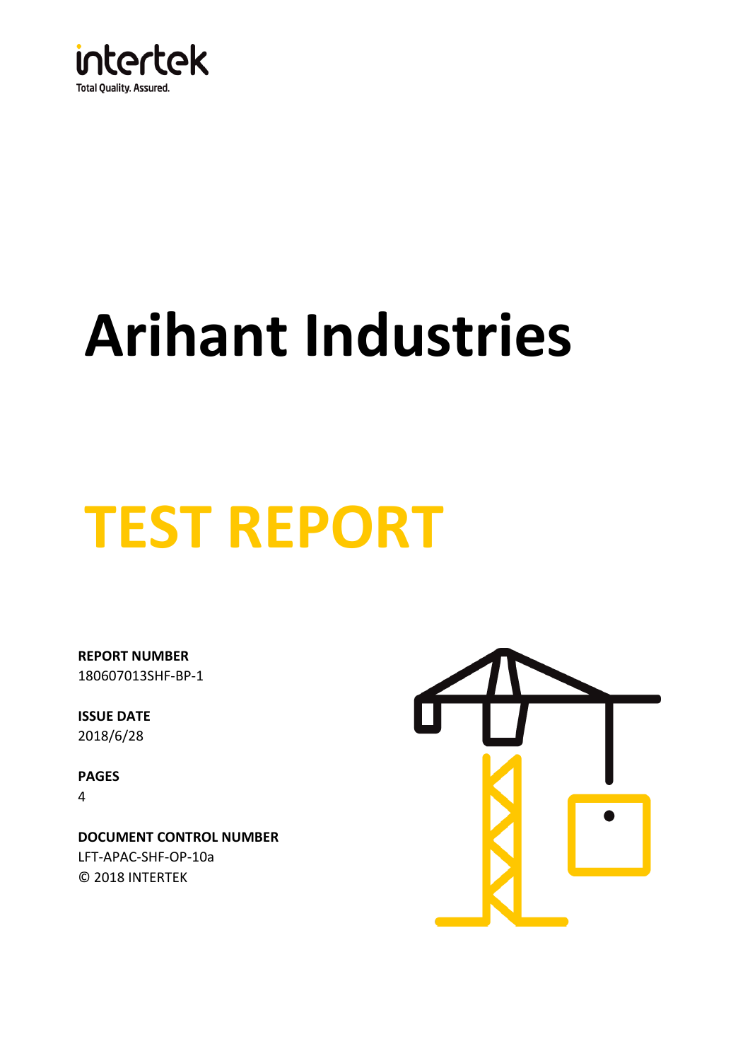intertek

Total Quality. Assured.

# Arihant Industries

# TEST REPORT

**REPORT NUMBER**
180607013SHF-BP-1

**ISSUE DATE**
2018/6/28

**PAGES**
4

**DOCUMENT CONTROL NUMBER**
LFT-APAC-SHF-OP-10a
© 2018 INTERTEK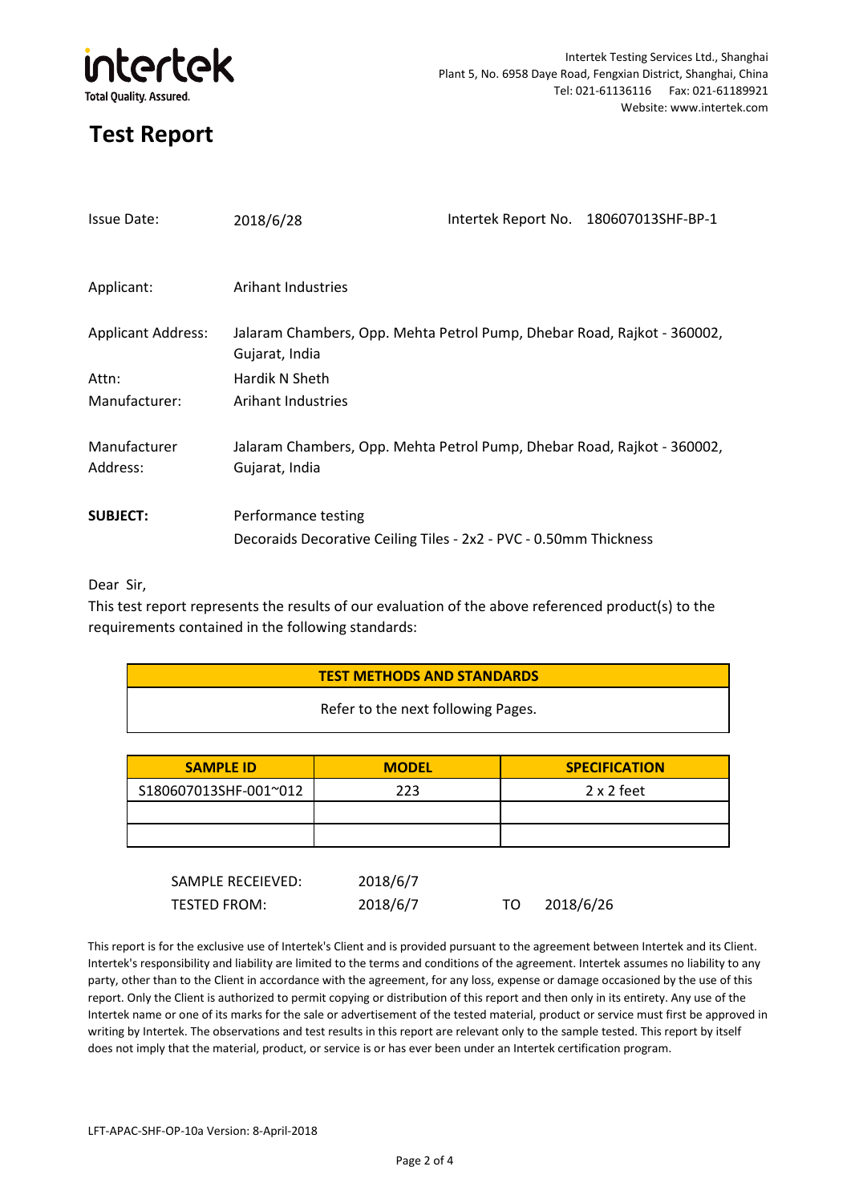intertek
Total Quality. Assured.

Intertek Testing Services Ltd., Shanghai
Plant 5, No. 6958 Daye Road, Fengxian District, Shanghai, China
Tel: 021-61136116 Fax: 021-61189921
Website: www.intertek.com

# Test Report

Issue Date: 2018/6/28 Intertek Report No. 180607013SHF-BP-1

Applicant: Arihant Industries

Applicant Address: Jalaram Chambers, Opp. Mehta Petrol Pump, Dhebar Road, Rajkot - 360002, Gujarat, India

Attn: Hardik N Sheth

Manufacturer: Arihant Industries

Manufacturer Address: Jalaram Chambers, Opp. Mehta Petrol Pump, Dhebar Road, Rajkot - 360002, Gujarat, India

**SUBJECT:** Performance testing
Decoraids Decorative Ceiling Tiles - 2x2 - PVC - 0.50mm Thickness

Dear Sir,

This test report represents the results of our evaluation of the above referenced product(s) to the requirements contained in the following standards:

| TEST METHODS AND STANDARDS |
|---|
| Refer to the next following Pages. |

| SAMPLE ID | MODEL | SPECIFICATION |
|---|---|---|
| S180607013SHF-001~012 | 223 | 2 x 2 feet |
| | | |
| | | |

SAMPLE RECEIEVED: 2018/6/7
TESTED FROM: 2018/6/7 TO 2018/6/26

This report is for the exclusive use of Intertek's Client and is provided pursuant to the agreement between Intertek and its Client. Intertek's responsibility and liability are limited to the terms and conditions of the agreement. Intertek assumes no liability to any party, other than to the Client in accordance with the agreement, for any loss, expense or damage occasioned by the use of this report. Only the Client is authorized to permit copying or distribution of this report and then only in its entirety. Any use of the Intertek name or one of its marks for the sale or advertisement of the tested material, product or service must first be approved in writing by Intertek. The observations and test results in this report are relevant only to the sample tested. This report by itself does not imply that the material, product, or service is or has ever been under an Intertek certification program.

LFT-APAC-SHF-OP-10a Version: 8-April-2018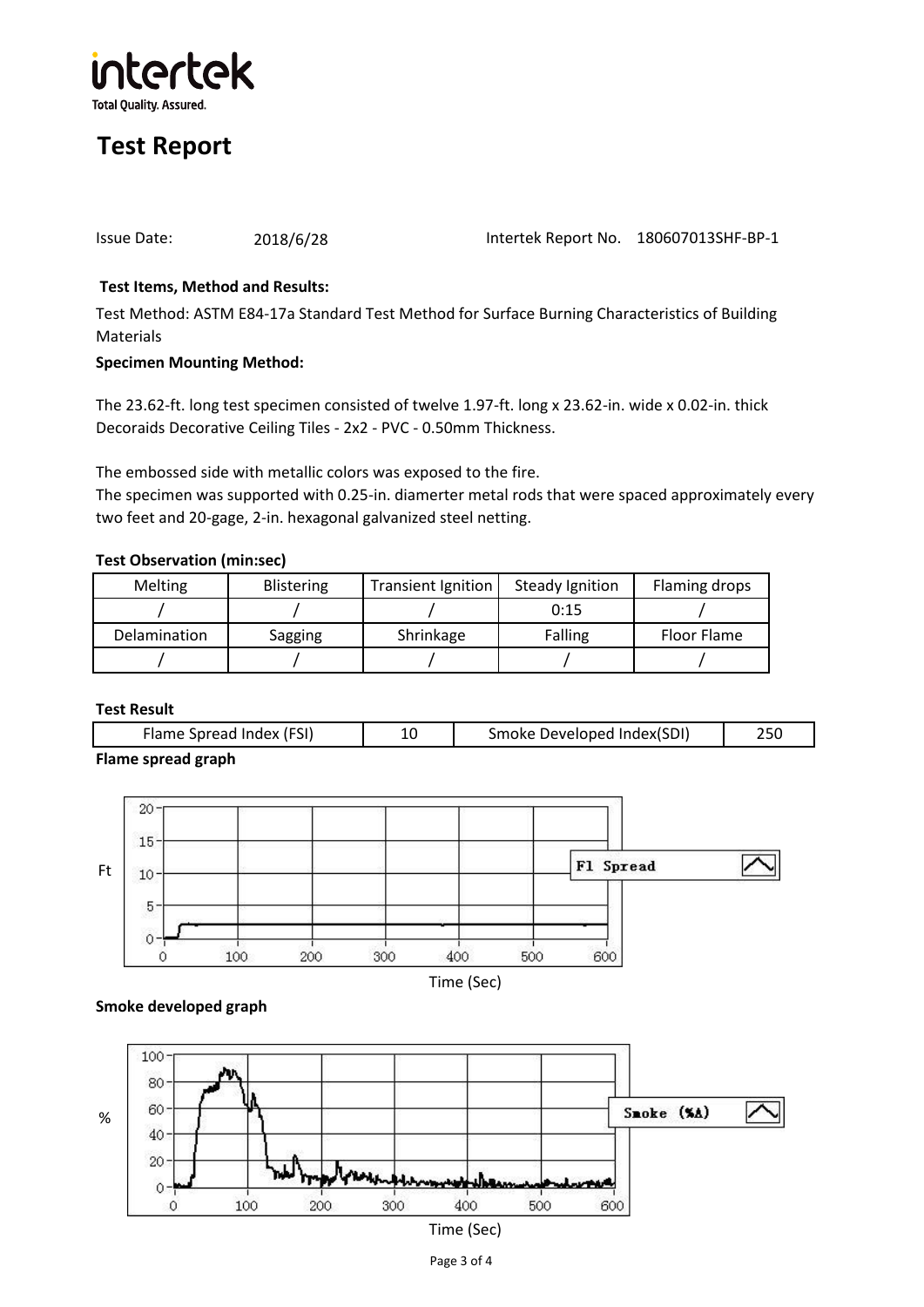# Test Report

Issue Date: 2018/6/28 Intertek Report No. 180607013SHF-BP-1

**Test Items, Method and Results:**

Test Method: ASTM E84-17a Standard Test Method for Surface Burning Characteristics of Building Materials

**Specimen Mounting Method:**

The 23.62-ft. long test specimen consisted of twelve 1.97-ft. long x 23.62-in. wide x 0.02-in. thick Decoraids Decorative Ceiling Tiles - 2x2 - PVC - 0.50mm Thickness.

The embossed side with metallic colors was exposed to the fire.

The specimen was supported with 0.25-in. diamerter metal rods that were spaced approximately every two feet and 20-gage, 2-in. hexagonal galvanized steel netting.

**Test Observation (min:sec)**

| Melting | Blistering | Transient Ignition | Steady Ignition | Flaming drops |
|---|---|---|---|---|
| / | / | / | 0:15 | / |
| **Delamination** | **Sagging** | **Shrinkage** | **Falling** | **Floor Flame** |
| / | / | / | / | / |

**Test Result**

| Flame Spread Index (FSI) | 10 | Smoke Developed Index(SDI) | 250 |
|---|---|---|---|

**Flame spread graph**

**Smoke developed graph**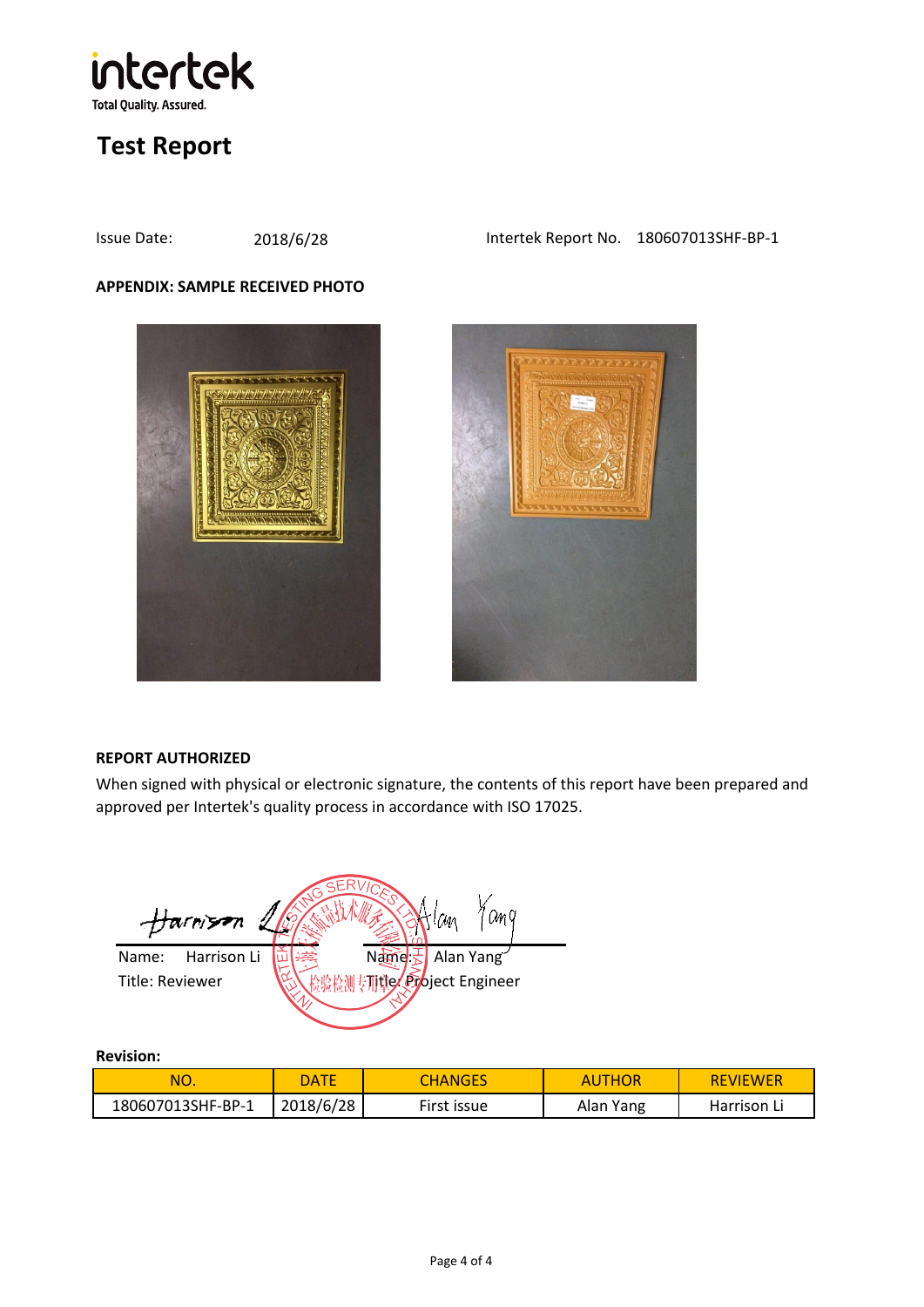intertek

Total Quality. Assured.

# Test Report

Issue Date: 2018/6/28 Intertek Report No. 180607013SHF-BP-1

**APPENDIX: SAMPLE RECEIVED PHOTO**

**REPORT AUTHORIZED**

When signed with physical or electronic signature, the contents of this report have been prepared and approved per Intertek's quality process in accordance with ISO 17025.

Name: Harrison Li
Title: Reviewer

Name: Alan Yang
Title: Project Engineer

**Revision:**

| NO. | DATE | CHANGES | AUTHOR | REVIEWER |
|---|---|---|---|---|
| 180607013SHF-BP-1 | 2018/6/28 | First issue | Alan Yang | Harrison Li |